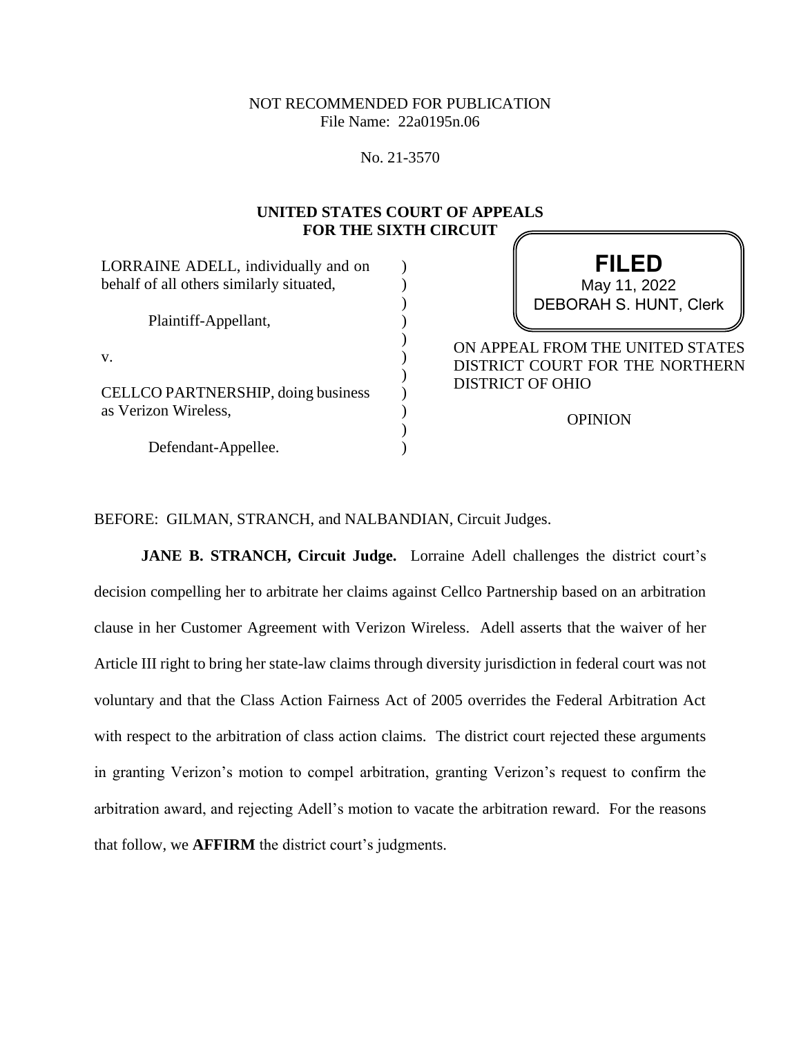NOT RECOMMENDED FOR PUBLICATION
File Name: 22a0195n.06

No. 21-3570

**UNITED STATES COURT OF APPEALS**
**FOR THE SIXTH CIRCUIT**

LORRAINE ADELL, individually and on behalf of all others similarly situated,

Plaintiff-Appellant,

v.

CELLCO PARTNERSHIP, doing business as Verizon Wireless,

Defendant-Appellee.

**FILED**
May 11, 2022
DEBORAH S. HUNT, Clerk

ON APPEAL FROM THE UNITED STATES DISTRICT COURT FOR THE NORTHERN DISTRICT OF OHIO

OPINION

BEFORE: GILMAN, STRANCH, and NALBANDIAN, Circuit Judges.

**JANE B. STRANCH, Circuit Judge.** Lorraine Adell challenges the district court's decision compelling her to arbitrate her claims against Cellco Partnership based on an arbitration clause in her Customer Agreement with Verizon Wireless. Adell asserts that the waiver of her Article III right to bring her state-law claims through diversity jurisdiction in federal court was not voluntary and that the Class Action Fairness Act of 2005 overrides the Federal Arbitration Act with respect to the arbitration of class action claims. The district court rejected these arguments in granting Verizon's motion to compel arbitration, granting Verizon's request to confirm the arbitration award, and rejecting Adell's motion to vacate the arbitration reward. For the reasons that follow, we **AFFIRM** the district court's judgments.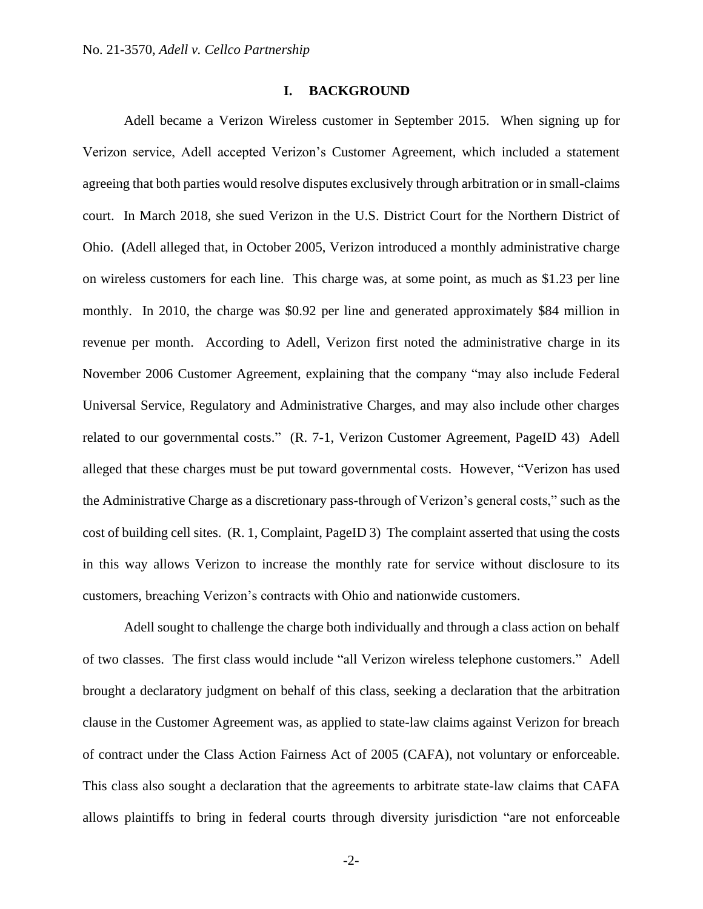## I. BACKGROUND

Adell became a Verizon Wireless customer in September 2015. When signing up for Verizon service, Adell accepted Verizon's Customer Agreement, which included a statement agreeing that both parties would resolve disputes exclusively through arbitration or in small-claims court. In March 2018, she sued Verizon in the U.S. District Court for the Northern District of Ohio. **(**Adell alleged that, in October 2005, Verizon introduced a monthly administrative charge on wireless customers for each line. This charge was, at some point, as much as $1.23 per line monthly. In 2010, the charge was $0.92 per line and generated approximately $84 million in revenue per month. According to Adell, Verizon first noted the administrative charge in its November 2006 Customer Agreement, explaining that the company "may also include Federal Universal Service, Regulatory and Administrative Charges, and may also include other charges related to our governmental costs." (R. 7-1, Verizon Customer Agreement, PageID 43) Adell alleged that these charges must be put toward governmental costs. However, "Verizon has used the Administrative Charge as a discretionary pass-through of Verizon's general costs," such as the cost of building cell sites. (R. 1, Complaint, PageID 3) The complaint asserted that using the costs in this way allows Verizon to increase the monthly rate for service without disclosure to its customers, breaching Verizon's contracts with Ohio and nationwide customers.

Adell sought to challenge the charge both individually and through a class action on behalf of two classes. The first class would include "all Verizon wireless telephone customers." Adell brought a declaratory judgment on behalf of this class, seeking a declaration that the arbitration clause in the Customer Agreement was, as applied to state-law claims against Verizon for breach of contract under the Class Action Fairness Act of 2005 (CAFA), not voluntary or enforceable. This class also sought a declaration that the agreements to arbitrate state-law claims that CAFA allows plaintiffs to bring in federal courts through diversity jurisdiction "are not enforceable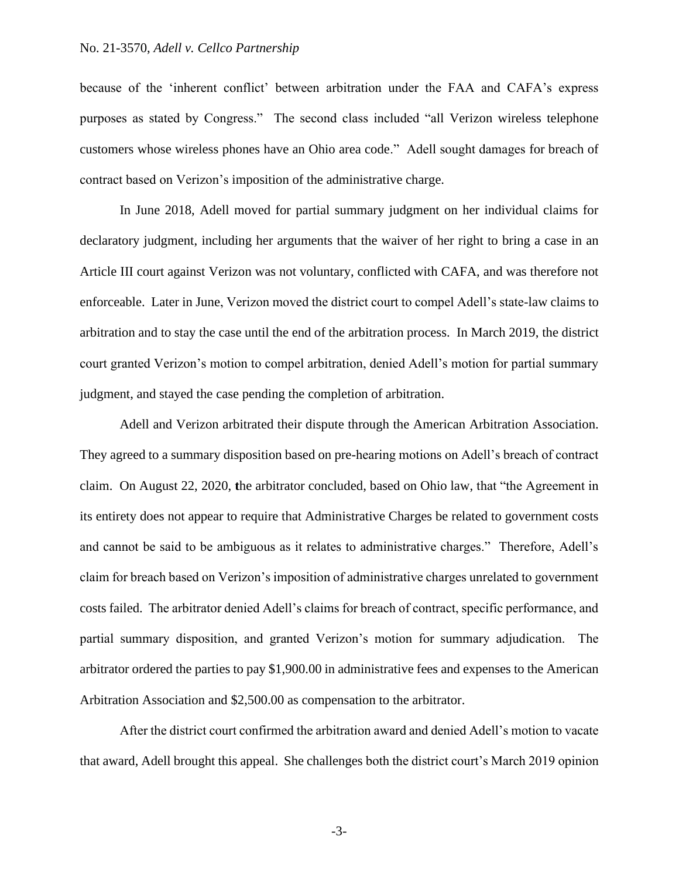because of the 'inherent conflict' between arbitration under the FAA and CAFA's express purposes as stated by Congress." The second class included "all Verizon wireless telephone customers whose wireless phones have an Ohio area code." Adell sought damages for breach of contract based on Verizon's imposition of the administrative charge.

In June 2018, Adell moved for partial summary judgment on her individual claims for declaratory judgment, including her arguments that the waiver of her right to bring a case in an Article III court against Verizon was not voluntary, conflicted with CAFA, and was therefore not enforceable. Later in June, Verizon moved the district court to compel Adell's state-law claims to arbitration and to stay the case until the end of the arbitration process. In March 2019, the district court granted Verizon's motion to compel arbitration, denied Adell's motion for partial summary judgment, and stayed the case pending the completion of arbitration.

Adell and Verizon arbitrated their dispute through the American Arbitration Association. They agreed to a summary disposition based on pre-hearing motions on Adell's breach of contract claim. On August 22, 2020, the arbitrator concluded, based on Ohio law, that "the Agreement in its entirety does not appear to require that Administrative Charges be related to government costs and cannot be said to be ambiguous as it relates to administrative charges." Therefore, Adell's claim for breach based on Verizon's imposition of administrative charges unrelated to government costs failed. The arbitrator denied Adell's claims for breach of contract, specific performance, and partial summary disposition, and granted Verizon's motion for summary adjudication. The arbitrator ordered the parties to pay $1,900.00 in administrative fees and expenses to the American Arbitration Association and $2,500.00 as compensation to the arbitrator.

After the district court confirmed the arbitration award and denied Adell's motion to vacate that award, Adell brought this appeal. She challenges both the district court's March 2019 opinion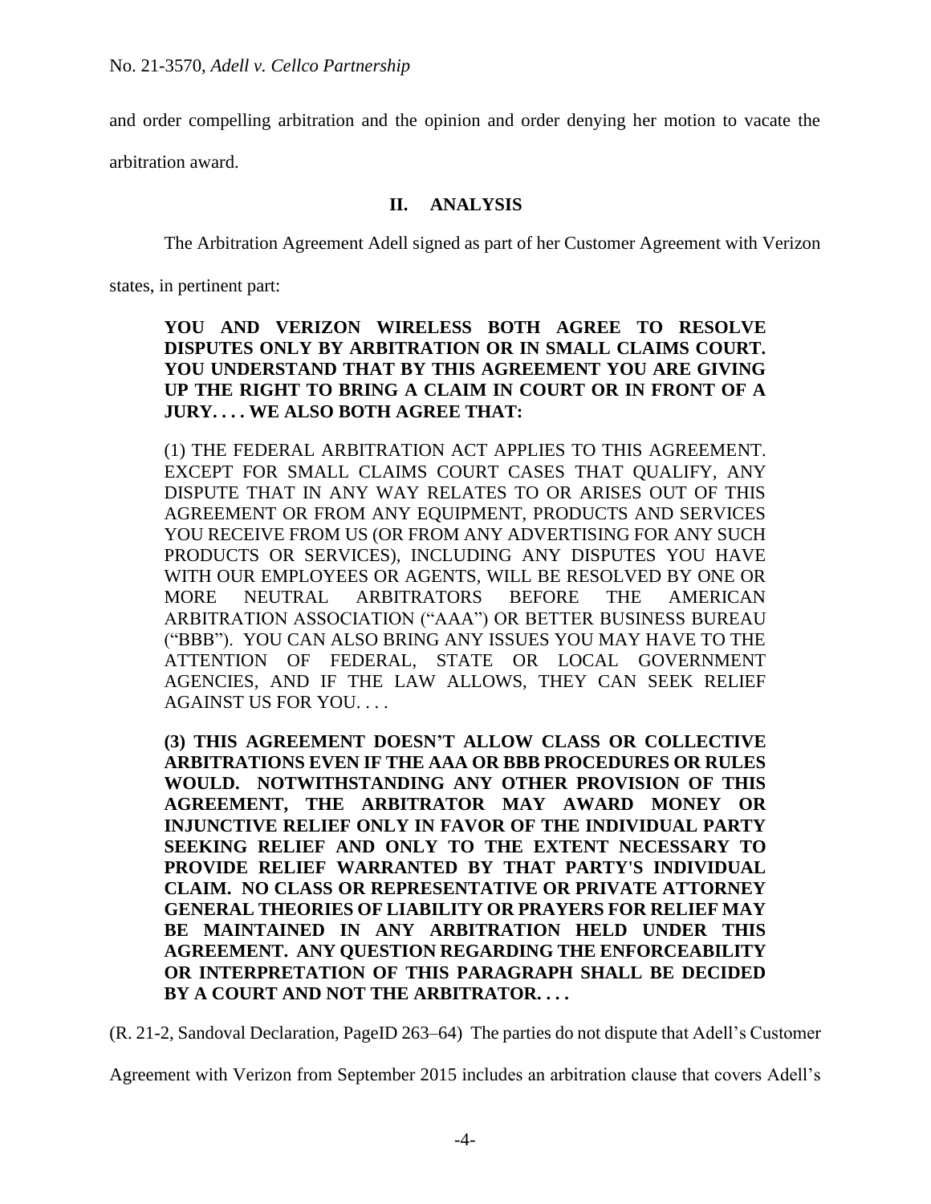and order compelling arbitration and the opinion and order denying her motion to vacate the arbitration award.

## II. ANALYSIS

The Arbitration Agreement Adell signed as part of her Customer Agreement with Verizon states, in pertinent part:

> **YOU AND VERIZON WIRELESS BOTH AGREE TO RESOLVE DISPUTES ONLY BY ARBITRATION OR IN SMALL CLAIMS COURT. YOU UNDERSTAND THAT BY THIS AGREEMENT YOU ARE GIVING UP THE RIGHT TO BRING A CLAIM IN COURT OR IN FRONT OF A JURY. . . . WE ALSO BOTH AGREE THAT:**
>
> (1) THE FEDERAL ARBITRATION ACT APPLIES TO THIS AGREEMENT. EXCEPT FOR SMALL CLAIMS COURT CASES THAT QUALIFY, ANY DISPUTE THAT IN ANY WAY RELATES TO OR ARISES OUT OF THIS AGREEMENT OR FROM ANY EQUIPMENT, PRODUCTS AND SERVICES YOU RECEIVE FROM US (OR FROM ANY ADVERTISING FOR ANY SUCH PRODUCTS OR SERVICES), INCLUDING ANY DISPUTES YOU HAVE WITH OUR EMPLOYEES OR AGENTS, WILL BE RESOLVED BY ONE OR MORE NEUTRAL ARBITRATORS BEFORE THE AMERICAN ARBITRATION ASSOCIATION ("AAA") OR BETTER BUSINESS BUREAU ("BBB"). YOU CAN ALSO BRING ANY ISSUES YOU MAY HAVE TO THE ATTENTION OF FEDERAL, STATE OR LOCAL GOVERNMENT AGENCIES, AND IF THE LAW ALLOWS, THEY CAN SEEK RELIEF AGAINST US FOR YOU. . . .
>
> **(3) THIS AGREEMENT DOESN'T ALLOW CLASS OR COLLECTIVE ARBITRATIONS EVEN IF THE AAA OR BBB PROCEDURES OR RULES WOULD. NOTWITHSTANDING ANY OTHER PROVISION OF THIS AGREEMENT, THE ARBITRATOR MAY AWARD MONEY OR INJUNCTIVE RELIEF ONLY IN FAVOR OF THE INDIVIDUAL PARTY SEEKING RELIEF AND ONLY TO THE EXTENT NECESSARY TO PROVIDE RELIEF WARRANTED BY THAT PARTY'S INDIVIDUAL CLAIM. NO CLASS OR REPRESENTATIVE OR PRIVATE ATTORNEY GENERAL THEORIES OF LIABILITY OR PRAYERS FOR RELIEF MAY BE MAINTAINED IN ANY ARBITRATION HELD UNDER THIS AGREEMENT. ANY QUESTION REGARDING THE ENFORCEABILITY OR INTERPRETATION OF THIS PARAGRAPH SHALL BE DECIDED BY A COURT AND NOT THE ARBITRATOR. . . .**

(R. 21-2, Sandoval Declaration, PageID 263–64) The parties do not dispute that Adell's Customer Agreement with Verizon from September 2015 includes an arbitration clause that covers Adell's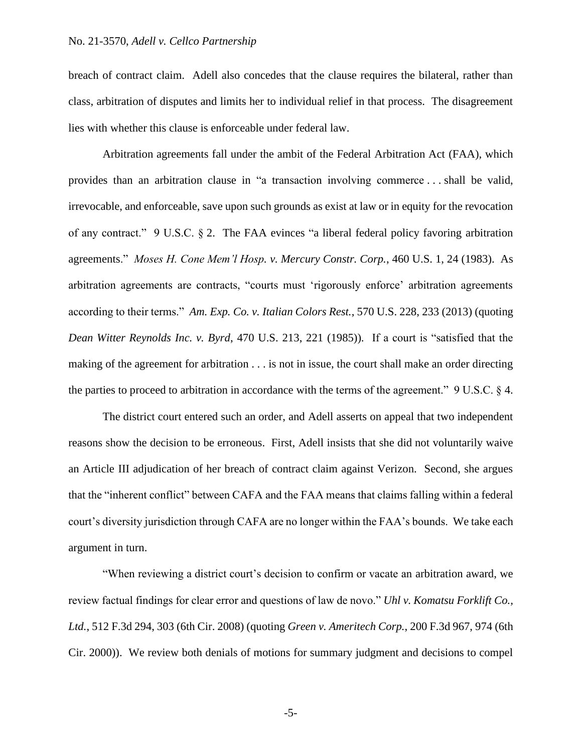breach of contract claim. Adell also concedes that the clause requires the bilateral, rather than class, arbitration of disputes and limits her to individual relief in that process. The disagreement lies with whether this clause is enforceable under federal law.

Arbitration agreements fall under the ambit of the Federal Arbitration Act (FAA), which provides than an arbitration clause in "a transaction involving commerce . . . shall be valid, irrevocable, and enforceable, save upon such grounds as exist at law or in equity for the revocation of any contract." 9 U.S.C. § 2. The FAA evinces "a liberal federal policy favoring arbitration agreements." *Moses H. Cone Mem'l Hosp. v. Mercury Constr. Corp.*, 460 U.S. 1, 24 (1983). As arbitration agreements are contracts, "courts must 'rigorously enforce' arbitration agreements according to their terms." *Am. Exp. Co. v. Italian Colors Rest.*, 570 U.S. 228, 233 (2013) (quoting *Dean Witter Reynolds Inc. v. Byrd*, 470 U.S. 213, 221 (1985)). If a court is "satisfied that the making of the agreement for arbitration . . . is not in issue, the court shall make an order directing the parties to proceed to arbitration in accordance with the terms of the agreement." 9 U.S.C. § 4.

The district court entered such an order, and Adell asserts on appeal that two independent reasons show the decision to be erroneous. First, Adell insists that she did not voluntarily waive an Article III adjudication of her breach of contract claim against Verizon. Second, she argues that the "inherent conflict" between CAFA and the FAA means that claims falling within a federal court's diversity jurisdiction through CAFA are no longer within the FAA's bounds. We take each argument in turn.

"When reviewing a district court's decision to confirm or vacate an arbitration award, we review factual findings for clear error and questions of law de novo." *Uhl v. Komatsu Forklift Co., Ltd.*, 512 F.3d 294, 303 (6th Cir. 2008) (quoting *Green v. Ameritech Corp.*, 200 F.3d 967, 974 (6th Cir. 2000)). We review both denials of motions for summary judgment and decisions to compel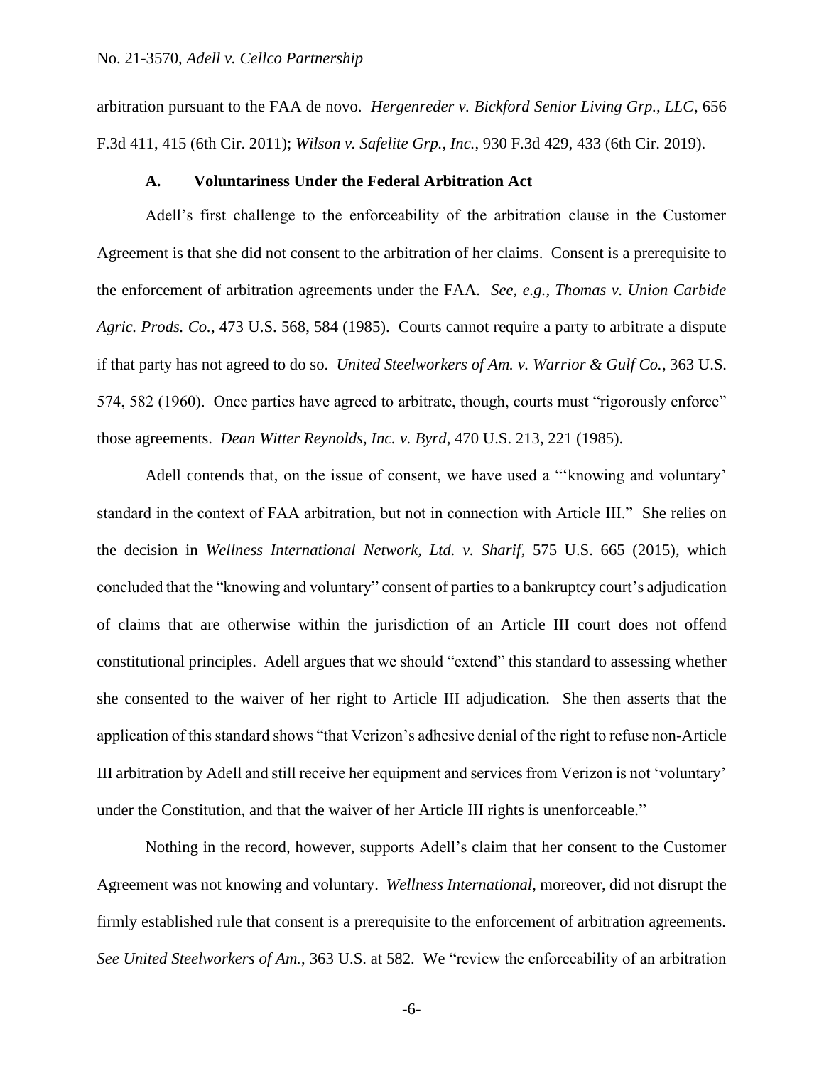arbitration pursuant to the FAA de novo. *Hergenreder v. Bickford Senior Living Grp., LLC*, 656 F.3d 411, 415 (6th Cir. 2011); *Wilson v. Safelite Grp., Inc.*, 930 F.3d 429, 433 (6th Cir. 2019).

### A. Voluntariness Under the Federal Arbitration Act

Adell's first challenge to the enforceability of the arbitration clause in the Customer Agreement is that she did not consent to the arbitration of her claims. Consent is a prerequisite to the enforcement of arbitration agreements under the FAA. *See, e.g.*, *Thomas v. Union Carbide Agric. Prods. Co.*, 473 U.S. 568, 584 (1985). Courts cannot require a party to arbitrate a dispute if that party has not agreed to do so. *United Steelworkers of Am. v. Warrior & Gulf Co.*, 363 U.S. 574, 582 (1960). Once parties have agreed to arbitrate, though, courts must "rigorously enforce" those agreements. *Dean Witter Reynolds, Inc. v. Byrd*, 470 U.S. 213, 221 (1985).

Adell contends that, on the issue of consent, we have used a "'knowing and voluntary' standard in the context of FAA arbitration, but not in connection with Article III." She relies on the decision in *Wellness International Network, Ltd. v. Sharif*, 575 U.S. 665 (2015), which concluded that the "knowing and voluntary" consent of parties to a bankruptcy court's adjudication of claims that are otherwise within the jurisdiction of an Article III court does not offend constitutional principles. Adell argues that we should "extend" this standard to assessing whether she consented to the waiver of her right to Article III adjudication. She then asserts that the application of this standard shows "that Verizon's adhesive denial of the right to refuse non-Article III arbitration by Adell and still receive her equipment and services from Verizon is not 'voluntary' under the Constitution, and that the waiver of her Article III rights is unenforceable."

Nothing in the record, however, supports Adell's claim that her consent to the Customer Agreement was not knowing and voluntary. *Wellness International*, moreover, did not disrupt the firmly established rule that consent is a prerequisite to the enforcement of arbitration agreements. *See United Steelworkers of Am.*, 363 U.S. at 582. We "review the enforceability of an arbitration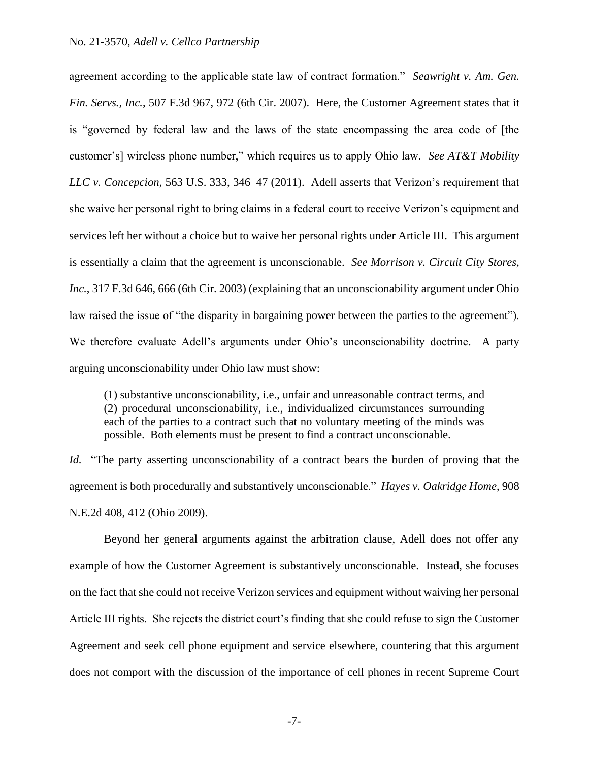agreement according to the applicable state law of contract formation." *Seawright v. Am. Gen. Fin. Servs., Inc.*, 507 F.3d 967, 972 (6th Cir. 2007). Here, the Customer Agreement states that it is "governed by federal law and the laws of the state encompassing the area code of [the customer's] wireless phone number," which requires us to apply Ohio law. *See AT&T Mobility LLC v. Concepcion*, 563 U.S. 333, 346–47 (2011). Adell asserts that Verizon's requirement that she waive her personal right to bring claims in a federal court to receive Verizon's equipment and services left her without a choice but to waive her personal rights under Article III. This argument is essentially a claim that the agreement is unconscionable. *See Morrison v. Circuit City Stores, Inc.*, 317 F.3d 646, 666 (6th Cir. 2003) (explaining that an unconscionability argument under Ohio law raised the issue of "the disparity in bargaining power between the parties to the agreement"). We therefore evaluate Adell's arguments under Ohio's unconscionability doctrine. A party arguing unconscionability under Ohio law must show:

> (1) substantive unconscionability, i.e., unfair and unreasonable contract terms, and (2) procedural unconscionability, i.e., individualized circumstances surrounding each of the parties to a contract such that no voluntary meeting of the minds was possible. Both elements must be present to find a contract unconscionable.

*Id.* "The party asserting unconscionability of a contract bears the burden of proving that the agreement is both procedurally and substantively unconscionable." *Hayes v. Oakridge Home*, 908 N.E.2d 408, 412 (Ohio 2009).

Beyond her general arguments against the arbitration clause, Adell does not offer any example of how the Customer Agreement is substantively unconscionable. Instead, she focuses on the fact that she could not receive Verizon services and equipment without waiving her personal Article III rights. She rejects the district court's finding that she could refuse to sign the Customer Agreement and seek cell phone equipment and service elsewhere, countering that this argument does not comport with the discussion of the importance of cell phones in recent Supreme Court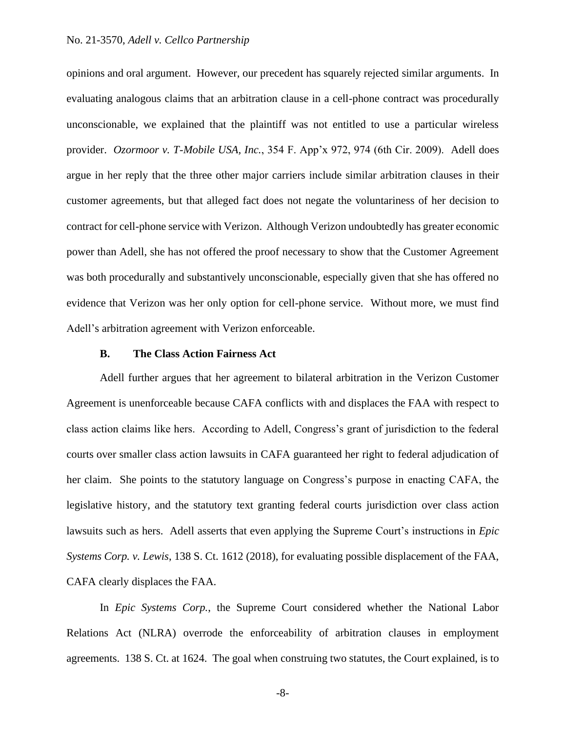opinions and oral argument. However, our precedent has squarely rejected similar arguments. In evaluating analogous claims that an arbitration clause in a cell-phone contract was procedurally unconscionable, we explained that the plaintiff was not entitled to use a particular wireless provider. *Ozormoor v. T-Mobile USA, Inc.*, 354 F. App'x 972, 974 (6th Cir. 2009). Adell does argue in her reply that the three other major carriers include similar arbitration clauses in their customer agreements, but that alleged fact does not negate the voluntariness of her decision to contract for cell-phone service with Verizon. Although Verizon undoubtedly has greater economic power than Adell, she has not offered the proof necessary to show that the Customer Agreement was both procedurally and substantively unconscionable, especially given that she has offered no evidence that Verizon was her only option for cell-phone service. Without more, we must find Adell's arbitration agreement with Verizon enforceable.

### B. The Class Action Fairness Act

Adell further argues that her agreement to bilateral arbitration in the Verizon Customer Agreement is unenforceable because CAFA conflicts with and displaces the FAA with respect to class action claims like hers. According to Adell, Congress's grant of jurisdiction to the federal courts over smaller class action lawsuits in CAFA guaranteed her right to federal adjudication of her claim. She points to the statutory language on Congress's purpose in enacting CAFA, the legislative history, and the statutory text granting federal courts jurisdiction over class action lawsuits such as hers. Adell asserts that even applying the Supreme Court's instructions in *Epic Systems Corp. v. Lewis*, 138 S. Ct. 1612 (2018), for evaluating possible displacement of the FAA, CAFA clearly displaces the FAA.

In *Epic Systems Corp.*, the Supreme Court considered whether the National Labor Relations Act (NLRA) overrode the enforceability of arbitration clauses in employment agreements. 138 S. Ct. at 1624. The goal when construing two statutes, the Court explained, is to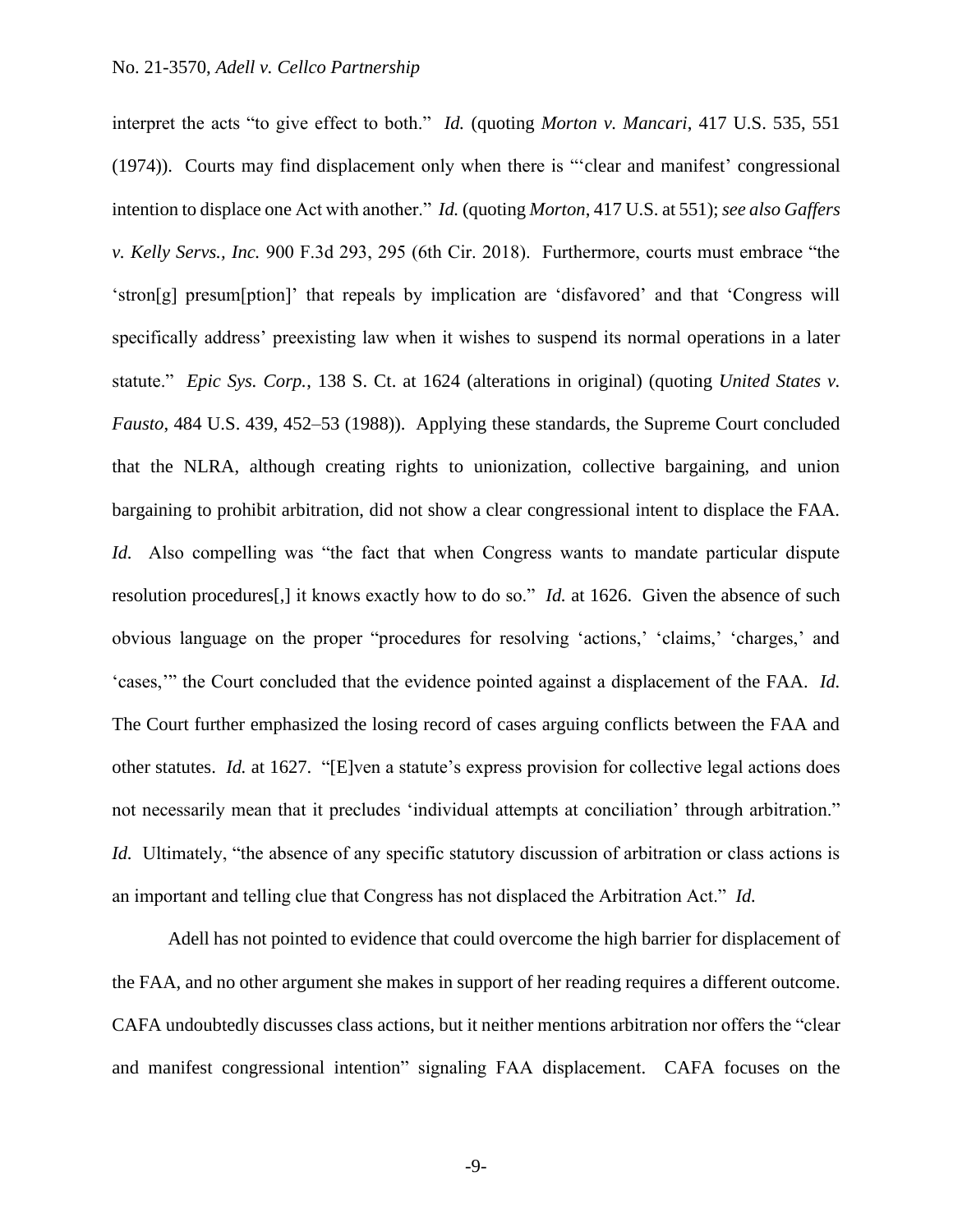interpret the acts "to give effect to both." *Id.* (quoting *Morton v. Mancari*, 417 U.S. 535, 551 (1974)). Courts may find displacement only when there is "'clear and manifest' congressional intention to displace one Act with another." *Id.* (quoting *Morton*, 417 U.S. at 551); *see also Gaffers v. Kelly Servs., Inc.* 900 F.3d 293, 295 (6th Cir. 2018). Furthermore, courts must embrace "the 'stron[g] presum[ption]' that repeals by implication are 'disfavored' and that 'Congress will specifically address' preexisting law when it wishes to suspend its normal operations in a later statute." *Epic Sys. Corp.*, 138 S. Ct. at 1624 (alterations in original) (quoting *United States v. Fausto*, 484 U.S. 439, 452–53 (1988)). Applying these standards, the Supreme Court concluded that the NLRA, although creating rights to unionization, collective bargaining, and union bargaining to prohibit arbitration, did not show a clear congressional intent to displace the FAA. *Id.* Also compelling was "the fact that when Congress wants to mandate particular dispute resolution procedures[,] it knows exactly how to do so." *Id.* at 1626. Given the absence of such obvious language on the proper "procedures for resolving 'actions,' 'claims,' 'charges,' and 'cases,'" the Court concluded that the evidence pointed against a displacement of the FAA. *Id.* The Court further emphasized the losing record of cases arguing conflicts between the FAA and other statutes. *Id.* at 1627. "[E]ven a statute's express provision for collective legal actions does not necessarily mean that it precludes 'individual attempts at conciliation' through arbitration." *Id.* Ultimately, "the absence of any specific statutory discussion of arbitration or class actions is an important and telling clue that Congress has not displaced the Arbitration Act." *Id.*

Adell has not pointed to evidence that could overcome the high barrier for displacement of the FAA, and no other argument she makes in support of her reading requires a different outcome. CAFA undoubtedly discusses class actions, but it neither mentions arbitration nor offers the "clear and manifest congressional intention" signaling FAA displacement. CAFA focuses on the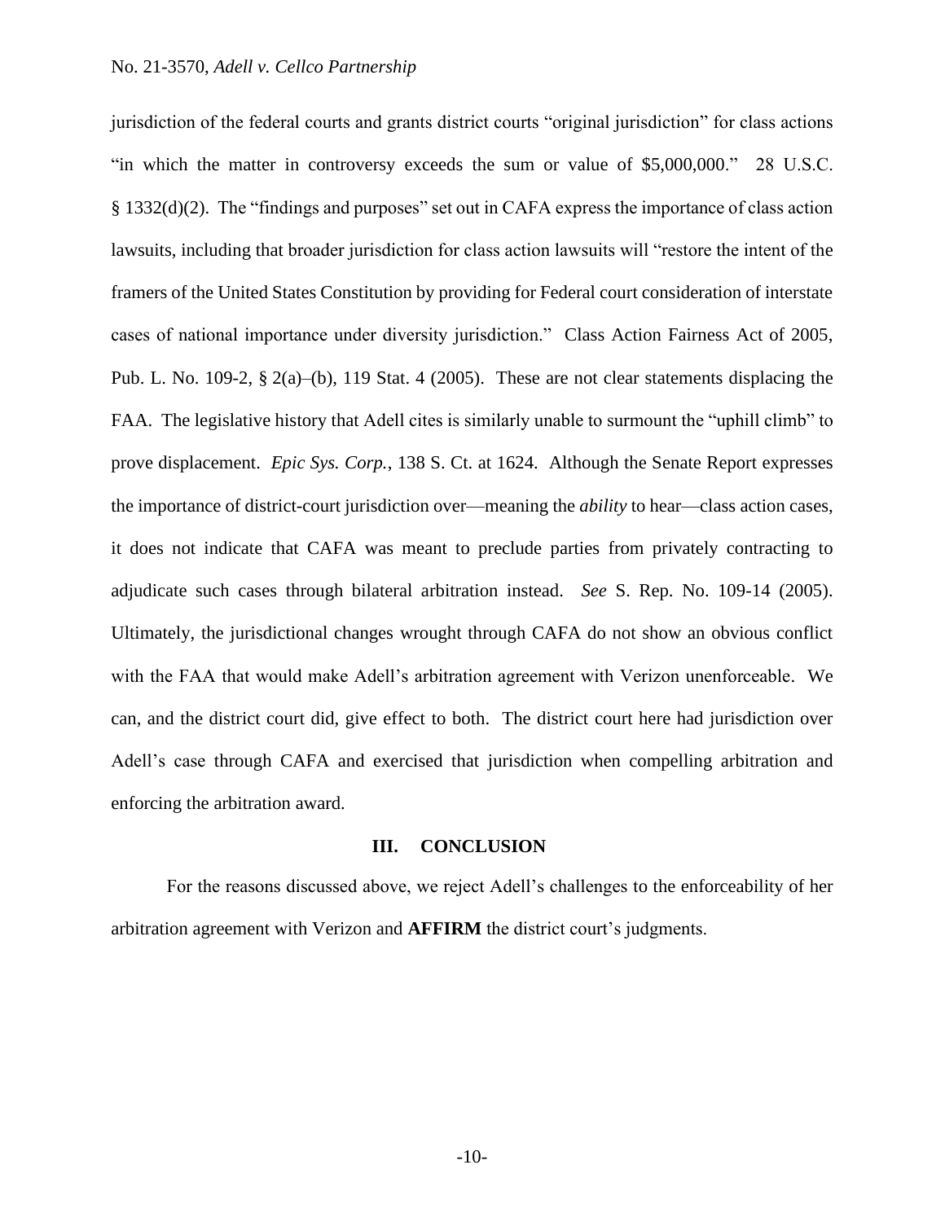jurisdiction of the federal courts and grants district courts "original jurisdiction" for class actions "in which the matter in controversy exceeds the sum or value of $5,000,000." 28 U.S.C. § 1332(d)(2). The "findings and purposes" set out in CAFA express the importance of class action lawsuits, including that broader jurisdiction for class action lawsuits will "restore the intent of the framers of the United States Constitution by providing for Federal court consideration of interstate cases of national importance under diversity jurisdiction." Class Action Fairness Act of 2005, Pub. L. No. 109-2, § 2(a)–(b), 119 Stat. 4 (2005). These are not clear statements displacing the FAA. The legislative history that Adell cites is similarly unable to surmount the "uphill climb" to prove displacement. *Epic Sys. Corp.*, 138 S. Ct. at 1624. Although the Senate Report expresses the importance of district-court jurisdiction over—meaning the *ability* to hear—class action cases, it does not indicate that CAFA was meant to preclude parties from privately contracting to adjudicate such cases through bilateral arbitration instead. *See* S. Rep. No. 109-14 (2005). Ultimately, the jurisdictional changes wrought through CAFA do not show an obvious conflict with the FAA that would make Adell's arbitration agreement with Verizon unenforceable. We can, and the district court did, give effect to both. The district court here had jurisdiction over Adell's case through CAFA and exercised that jurisdiction when compelling arbitration and enforcing the arbitration award.

## III. CONCLUSION

For the reasons discussed above, we reject Adell's challenges to the enforceability of her arbitration agreement with Verizon and **AFFIRM** the district court's judgments.